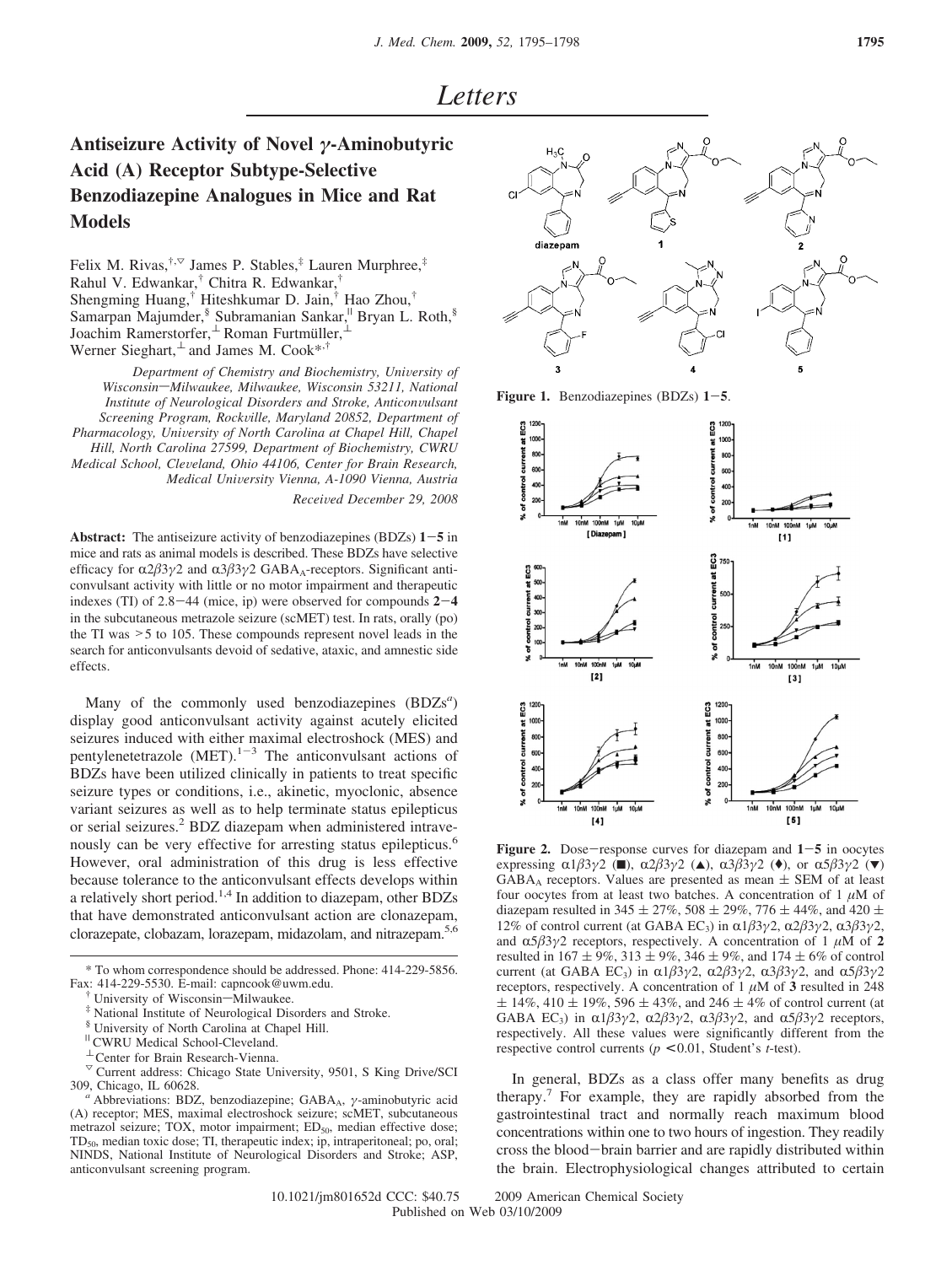# Letters

## Antiseizure Activity of Novel γ-Aminobutyric Acid (A) Receptor Subtype-Selective Benzodiazepine Analogues in Mice and Rat Models

Felix M. Rivas,[†,▽] James P. Stables,[‡] Lauren Murphree,[‡] Rahul V. Edwankar,[†] Chitra R. Edwankar,[†] Shengming Huang,[†] Hiteshkumar D. Jain,[†] Hao Zhou,[†] Samarpan Majumder,[§] Subramanian Sankar,[||] Bryan L. Roth,[§] Joachim Ramerstorfer,[⊥] Roman Furtmüller,[⊥] Werner Sieghart,[⊥] and James M. Cook*,[†]

*Department of Chemistry and Biochemistry, University of Wisconsin—Milwaukee, Milwaukee, Wisconsin 53211, National Institute of Neurological Disorders and Stroke, Anticonvulsant Screening Program, Rockville, Maryland 20852, Department of Pharmacology, University of North Carolina at Chapel Hill, Chapel Hill, North Carolina 27599, Department of Biochemistry, CWRU Medical School, Cleveland, Ohio 44106, Center for Brain Research, Medical University Vienna, A-1090 Vienna, Austria*

*Received December 29, 2008*

**Abstract:** The antiseizure activity of benzodiazepines (BDZs) **1**−**5** in mice and rats as animal models is described. These BDZs have selective efficacy for α2β3γ2 and α3β3γ2 $GABA_A$-receptors. Significant anticonvulsant activity with little or no motor impairment and therapeutic indexes (TI) of 2.8−44 (mice, ip) were observed for compounds **2**−**4** in the subcutaneous metrazole seizure (scMET) test. In rats, orally (po) the TI was >5 to 105. These compounds represent novel leads in the search for anticonvulsants devoid of sedative, ataxic, and amnestic side effects.

Many of the commonly used benzodiazepines (BDZs[a]) display good anticonvulsant activity against acutely elicited seizures induced with either maximal electroshock (MES) and pentylenetetrazole (MET).[1−3] The anticonvulsant actions of BDZs have been utilized clinically in patients to treat specific seizure types or conditions, i.e., akinetic, myoclonic, absence variant seizures as well as to help terminate status epilepticus or serial seizures.[2] BDZ diazepam when administered intravenously can be very effective for arresting status epilepticus.[6] However, oral administration of this drug is less effective because tolerance to the anticonvulsant effects develops within a relatively short period.[1,4] In addition to diazepam, other BDZs that have demonstrated anticonvulsant action are clonazepam, clorazepate, clobazam, lorazepam, midazolam, and nitrazepam.[5,6]

\* To whom correspondence should be addressed. Phone: 414-229-5856. Fax: 414-229-5530. E-mail: capncook@uwm.edu.

[†] University of Wisconsin—Milwaukee.

[‡] National Institute of Neurological Disorders and Stroke.

[§] University of North Carolina at Chapel Hill.

[||] CWRU Medical School-Cleveland.

[⊥] Center for Brain Research-Vienna.

[▽] Current address: Chicago State University, 9501, S King Drive/SCI 309, Chicago, IL 60628.

[a] Abbreviations: BDZ, benzodiazepine; $GABA_A$, γ-aminobutyric acid (A) receptor; MES, maximal electroshock seizure; scMET, subcutaneous metrazol seizure; TOX, motor impairment; $ED_{50}$, median effective dose; $TD_{50}$, median toxic dose; TI, therapeutic index; ip, intraperitoneal; po, oral; NINDS, National Institute of Neurological Disorders and Stroke; ASP, anticonvulsant screening program.

**Figure 1.** Benzodiazepines (BDZs) **1**−**5**.

**Figure 2.** Dose−response curves for diazepam and **1**−**5** in oocytes expressing α1β3γ2 (■), α2β3γ2 (▲), α3β3γ2 (♦), or α5β3γ2 (▼) $GABA_A$ receptors. Values are presented as mean ± SEM of at least four oocytes from at least two batches. A concentration of 1 μM of diazepam resulted in 345 ± 27%, 508 ± 29%, 776 ± 44%, and 420 ± 12% of control current (at GABA $EC_3$) in α1β3γ2, α2β3γ2, α3β3γ2, and α5β3γ2 receptors, respectively. A concentration of 1 μM of **2** resulted in 167 ± 9%, 313 ± 9%, 346 ± 9%, and 174 ± 6% of control current (at GABA $EC_3$) in α1β3γ2, α2β3γ2, α3β3γ2, and α5β3γ2 receptors, respectively. A concentration of 1 μM of **3** resulted in 248 ± 14%, 410 ± 19%, 596 ± 43%, and 246 ± 4% of control current (at GABA $EC_3$) in α1β3γ2, α2β3γ2, α3β3γ2, and α5β3γ2 receptors, respectively. All these values were significantly different from the respective control currents ($p < 0.01$, Student's $t$-test).

In general, BDZs as a class offer many benefits as drug therapy.[7] For example, they are rapidly absorbed from the gastrointestinal tract and normally reach maximum blood concentrations within one to two hours of ingestion. They readily cross the blood−brain barrier and are rapidly distributed within the brain. Electrophysiological changes attributed to certain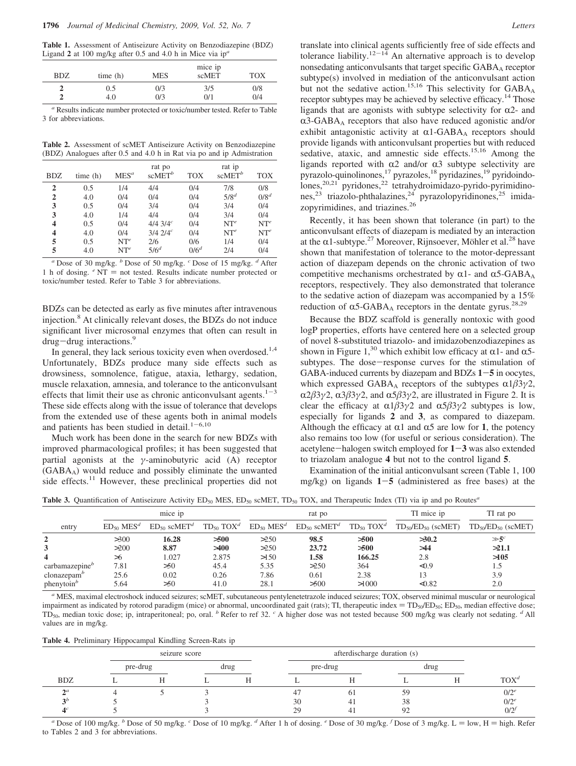**Table 1.** Assessment of Antiseizure Activity on Benzodiazepine (BDZ) Ligand **2** at 100 mg/kg after 0.5 and 4.0 h in Mice via ip[a]

| BDZ | time (h) | MES | mice ip scMET | TOX |
|---|---|---|---|---|
| **2** | 0.5 | 0/3 | 3/5 | 0/8 |
| **2** | 4.0 | 0/3 | 0/1 | 0/4 |

[a] Results indicate number protected or toxic/number tested. Refer to Table 3 for abbreviations.

**Table 2.** Assessment of scMET Antiseizure Activity on Benzodiazepine (BDZ) Analogues after 0.5 and 4.0 h in Rat via po and ip Admistration

| BDZ | time (h) | MES[a] | rat po scMET[b] | TOX | rat ip scMET[b] | TOX |
|---|---|---|---|---|---|---|
| **2** | 0.5 | 1/4 | 4/4 | 0/4 | 7/8 | 0/8 |
| **2** | 4.0 | 0/4 | 0/4 | 0/4 | 5/8[d] | 0/8[d] |
| **3** | 0.5 | 0/4 | 3/4 | 0/4 | 3/4 | 0/4 |
| **3** | 4.0 | 1/4 | 4/4 | 0/4 | 3/4 | 0/4 |
| **4** | 0.5 | 0/4 | 4/4 3/4[c] | 0/4 | NT[e] | NT[e] |
| **4** | 4.0 | 0/4 | 3/4 2/4[c] | 0/4 | NT[e] | NT[e] |
| **5** | 0.5 | NT[e] | 2/6 | 0/6 | 1/4 | 0/4 |
| **5** | 4.0 | NT[e] | 5/6[d] | 0/6[d] | 2/4 | 0/4 |

[a] Dose of 30 mg/kg. [b] Dose of 50 mg/kg. [c] Dose of 15 mg/kg. [d] After 1 h of dosing. [e] NT = not tested. Results indicate number protected or toxic/number tested. Refer to Table 3 for abbreviations.

BDZs can be detected as early as five minutes after intravenous injection.[8] At clinically relevant doses, the BDZs do not induce significant liver microsomal enzymes that often can result in drug−drug interactions.[9]

In general, they lack serious toxicity even when overdosed.[1,4] Unfortunately, BDZs produce many side effects such as drowsiness, somnolence, fatigue, ataxia, lethargy, sedation, muscle relaxation, amnesia, and tolerance to the anticonvulsant effects that limit their use as chronic anticonvulsant agents.[1−3] These side effects along with the issue of tolerance that develops from the extended use of these agents both in animal models and patients has been studied in detail.[1−6,10]

Much work has been done in the search for new BDZs with improved pharmacological profiles; it has been suggested that partial agonists at the γ-aminobutyric acid (A) receptor ($GABA_A$) would reduce and possibly eliminate the unwanted side effects.[11] However, these preclinical properties did not translate into clinical agents sufficiently free of side effects and tolerance liability.[12−14] An alternative approach is to develop nonsedating anticonvulsants that target specific $GABA_A$ receptor subtype(s) involved in mediation of the anticonvulsant action but not the sedative action.[15,16] This selectivity for $GABA_A$ receptor subtypes may be achieved by selective efficacy.[14] Those ligands that are agonists with subtype selectivity for α2- and α3-$GABA_A$ receptors that also have reduced agonistic and/or exhibit antagonistic activity at α1-$GABA_A$ receptors should provide ligands with anticonvulsant properties but with reduced sedative, ataxic, and amnestic side effects.[15,16] Among the ligands reported with α2 and/or α3 subtype selectivity are pyrazolo-quinolinones,[17] pyrazoles,[18] pyridazines,[19] pyridoindolones,[20,21] pyridones,[22] tetrahydroimidazo-pyrido-pyrimidinones,[23] triazolo-phthalazines,[24] pyrazolopyridinones,[25] imidazopyrimidines, and triazines.[26]

Recently, it has been shown that tolerance (in part) to the anticonvulsant effects of diazepam is mediated by an interaction at the α1-subtype.[27] Moreover, Rijnsoever, Möhler et al.[28] have shown that manifestation of tolerance to the motor-depressant action of diazepam depends on the chronic activation of two competitive mechanisms orchestrated by α1- and α5-$GABA_A$ receptors, respectively. They also demonstrated that tolerance to the sedative action of diazepam was accompanied by a 15% reduction of α5-$GABA_A$ receptors in the dentate gyrus.[28,29]

Because the BDZ scaffold is generally nontoxic with good logP properties, efforts have centered here on a selected group of novel 8-substituted triazolo- and imidazobenzodiazepines as shown in Figure 1,[30] which exhibit low efficacy at α1- and α5-subtypes. The dose−response curves for the stimulation of GABA-induced currents by diazepam and BDZs **1**−**5** in oocytes, which expressed $GABA_A$ receptors of the subtypes α1β3γ2, α2β3γ2, α3β3γ2, and α5β3γ2, are illustrated in Figure 2. It is clear the efficacy at α1β3γ2 and α5β3γ2 subtypes is low, especially for ligands **2** and **3**, as compared to diazepam. Although the efficacy at α1 and α5 are low for **1**, the potency also remains too low (for useful or serious consideration). The acetylene−halogen switch employed for **1**−**3** was also extended to triazolam analogue **4** but not to the control ligand **5**.

Examination of the initial anticonvulsant screen (Table 1, 100 mg/kg) on ligands **1**−**5** (administered as free bases) at the

**Table 3.** Quantification of Antiseizure Activity $ED_{50}$ MES, $ED_{50}$ scMET, $TD_{50}$ TOX, and Therapeutic Index (TI) via ip and po Routes[a]

| entry | mice ip $ED_{50}$ MES[d] | mice ip $ED_{50}$ scMET[d] | mice ip $TD_{50}$ TOX[d] | rat po $ED_{50}$ MES[d] | rat po $ED_{50}$ scMET[d] | rat po $TD_{50}$ TOX[d] | TI mice ip $TD_{50}/ED_{50}$ (scMET) | TI rat po $TD_{50}/ED_{50}$ (scMET) |
|---|---|---|---|---|---|---|---|---|
| **2** | >300 | **16.28** | >500 | >250 | **98.5** | >500 | **>30.2** | **≫5**[c] |
| **3** | >200 | **8.87** | >400 | >250 | **23.72** | >500 | **>44** | **>21.1** |
| **4** | >6 | 1.027 | 2.875 | >150 | **1.58** | **166.25** | 2.8 | **>105** |
| carbamazepine[b] | 7.81 | >50 | 45.4 | 5.35 | >250 | 364 | <0.9 | 1.5 |
| clonazepam[b] | 25.6 | 0.02 | 0.26 | 7.86 | 0.61 | 2.38 | 13 | 3.9 |
| phenytoin[b] | 5.64 | >50 | 41.0 | 28.1 | >500 | >1000 | <0.82 | 2.0 |

[a] MES, maximal electroshock induced seizures; scMET, subcutaneous pentylenetetrazole induced seizures; TOX, observed minimal muscular or neurological impairment as indicated by rotorod paradigm (mice) or abnormal, uncoordinated gait (rats); TI, therapeutic index = $TD_{50}/ED_{50}$; $ED_{50}$, median effective dose; $TD_{50}$, median toxic dose; ip, intraperitoneal; po, oral. [b] Refer to ref 32. [c] A higher dose was not tested because 500 mg/kg was clearly not sedating. [d] All values are in mg/kg.

**Table 4.** Preliminary Hippocampal Kindling Screen-Rats ip

| BDZ | seizure score pre-drug L | seizure score pre-drug H | seizure score drug L | seizure score drug H | afterdischarge duration (s) pre-drug L | afterdischarge duration (s) pre-drug H | afterdischarge duration (s) drug L | afterdischarge duration (s) drug H | TOX[d] |
|---|---|---|---|---|---|---|---|---|---|
| **2**[a] | 4 | 5 | 3 | | 47 | 61 | 59 | | 0/2[e] |
| **3**[b] | 5 | | 3 | | 30 | 41 | 38 | | 0/2[e] |
| **4**[c] | 5 | | 3 | | 29 | 41 | 92 | | 0/2[f] |

[a] Dose of 100 mg/kg. [b] Dose of 50 mg/kg. [c] Dose of 10 mg/kg. [d] After 1 h of dosing. [e] Dose of 30 mg/kg. [f] Dose of 3 mg/kg. L = low, H = high. Refer to Tables 2 and 3 for abbreviations.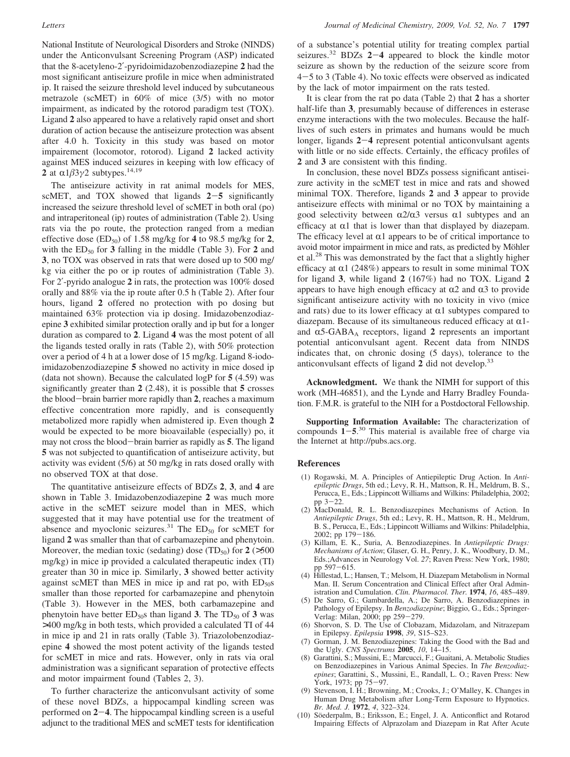National Institute of Neurological Disorders and Stroke (NINDS) under the Anticonvulsant Screening Program (ASP) indicated that the 8-acetyleno-2′-pyridoimidazobenzodiazepine **2** had the most significant antiseizure profile in mice when administrated ip. It raised the seizure threshold level induced by subcutaneous metrazole (scMET) in 60% of mice (3/5) with no motor impairment, as indicated by the rotorod paradigm test (TOX). Ligand **2** also appeared to have a relatively rapid onset and short duration of action because the antiseizure protection was absent after 4.0 h. Toxicity in this study was based on motor impairement (locomotor, rotorod). Ligand **2** lacked activity against MES induced seizures in keeping with low efficacy of **2** at $\alpha1\beta3\gamma2$ subtypes.[14,19]

The antiseizure activity in rat animal models for MES, scMET, and TOX showed that ligands **2**−**5** significantly increased the seizure threshold level of scMET in both oral (po) and intraperitoneal (ip) routes of administration (Table 2). Using rats via the po route, the protection ranged from a median effective dose ($ED_{50}$) of 1.58 mg/kg for **4** to 98.5 mg/kg for **2**, with the $ED_{50}$ for **3** falling in the middle (Table 3). For **2** and **3**, no TOX was observed in rats that were dosed up to 500 mg/kg via either the po or ip routes of administration (Table 3). For 2′-pyrido analogue **2** in rats, the protection was 100% dosed orally and 88% via the ip route after 0.5 h (Table 2). After four hours, ligand **2** offered no protection with po dosing but maintained 63% protection via ip dosing. Imidazobenzodiazepine **3** exhibited similar protection orally and ip but for a longer duration as compared to **2**. Ligand **4** was the most potent of all the ligands tested orally in rats (Table 2), with 50% protection over a period of 4 h at a lower dose of 15 mg/kg. Ligand 8-iodoimidazobenzodiazepine **5** showed no activity in mice dosed ip (data not shown). Because the calculated logP for **5** (4.59) was significantly greater than **2** (2.48), it is possible that **5** crosses the blood−brain barrier more rapidly than **2**, reaches a maximum effective concentration more rapidly, and is consequently metabolized more rapidly when admistered ip. Even though **2** would be expected to be more bioavailable (especially) po, it may not cross the blood−brain barrier as rapidly as **5**. The ligand **5** was not subjected to quantification of antiseizure activity, but activity was evident (5/6) at 50 mg/kg in rats dosed orally with no observed TOX at that dose.

The quantitative antiseizure effects of BDZs **2**, **3**, and **4** are shown in Table 3. Imidazobenzodiazepine **2** was much more active in the scMET seizure model than in MES, which suggested that it may have potential use for the treatment of absence and myoclonic seizures.[31] The $ED_{50}$ for scMET for ligand **2** was smaller than that of carbamazepine and phenytoin. Moreover, the median toxic (sedating) dose ($TD_{50}$) for **2** (>500 mg/kg) in mice ip provided a calculated therapeutic index (TI) greater than 30 in mice ip. Similarly, **3** showed better activity against scMET than MES in mice ip and rat po, with $ED_{50}$s smaller than those reported for carbamazepine and phenytoin (Table 3). However in the MES, both carbamazepine and phenytoin have better $ED_{50}$s than ligand **3**. The $TD_{50}$ of **3** was >400 mg/kg in both tests, which provided a calculated TI of 44 in mice ip and 21 in rats orally (Table 3). Triazolobenzodiazepine **4** showed the most potent activity of the ligands tested for scMET in mice and rats. However, only in rats via oral administration was a significant separation of protective effects and motor impairment found (Tables 2, 3).

To further characterize the anticonvulsant activity of some of these novel BDZs, a hippocampal kindling screen was performed on **2**−**4**. The hippocampal kindling screen is a useful adjunct to the traditional MES and scMET tests for identification of a substance's potential utility for treating complex partial seizures.[32] BDZs **2**−**4** appeared to block the kindle motor seizure as shown by the reduction of the seizure score from 4−5 to 3 (Table 4). No toxic effects were observed as indicated by the lack of motor impairment on the rats tested.

It is clear from the rat po data (Table 2) that **2** has a shorter half-life than **3**, presumably because of differences in esterase enzyme interactions with the two molecules. Because the half-lives of such esters in primates and humans would be much longer, ligands **2**−**4** represent potential anticonvulsant agents with little or no side effects. Certainly, the efficacy profiles of **2** and **3** are consistent with this finding.

In conclusion, these novel BDZs possess significant antiseizure activity in the scMET test in mice and rats and showed minimal TOX. Therefore, ligands **2** and **3** appear to provide antiseizure effects with minimal or no TOX by maintaining a good selectivity between $\alpha2/\alpha3$ versus $\alpha1$ subtypes and an efficacy at $\alpha1$ that is lower than that displayed by diazepam. The efficacy level at $\alpha1$ appears to be of critical importance to avoid motor impairment in mice and rats, as predicted by Möhler et al.[28] This was demonstrated by the fact that a slightly higher efficacy at $\alpha1$ (248%) appears to result in some minimal TOX for ligand **3**, while ligand **2** (167%) had no TOX. Ligand **2** appears to have high enough efficacy at $\alpha2$ and $\alpha3$ to provide significant antiseizure activity with no toxicity in vivo (mice and rats) due to its lower efficacy at $\alpha1$ subtypes compared to diazepam. Because of its simultaneous reduced efficacy at $\alpha1$- and $\alpha5$-$GABA_A$ receptors, ligand **2** represents an important potential anticonvulsant agent. Recent data from NINDS indicates that, on chronic dosing (5 days), tolerance to the anticonvulsant effects of ligand **2** did not develop.[33]

**Acknowledgment.** We thank the NIMH for support of this work (MH-46851), and the Lynde and Harry Bradley Foundation. F.M.R. is grateful to the NIH for a Postdoctoral Fellowship.

**Supporting Information Available:** The characterization of compounds **1**−**5**.[30] This material is available free of charge via the Internet at http://pubs.acs.org.

## References

(1) Rogawski, M. A. Principles of Antiepileptic Drug Action. In *Antiepileptic Drugs*, 5th ed.; Levy, R. H., Mattson, R. H., Meldrum, B. S., Perucca, E., Eds.; Lippincott Williams and Wilkins: Philadelphia, 2002; pp 3−22.

(2) MacDonald, R. L. Benzodiazepines Mechanisms of Action. In *Antiepileptic Drugs*, 5th ed.; Levy, R. H., Mattson, R. H., Meldrum, B. S., Perucca, E., Eds.; Lippincott Williams and Wilkins: Philadelphia, 2002; pp 179−186.

(3) Killam, E. K., Suria, A. Benzodiazepines. In *Antiepileptic Drugs: Mechanisms of Action*; Glaser, G. H., Penry, J. K., Woodbury, D. M., Eds.;Advances in Neurology Vol. *27*; Raven Press: New York, 1980; pp 597−615.

(4) Hillestad, L.; Hansen, T.; Melsom, H. Diazepam Metabolism in Normal Man. II. Serum Concentration and Clinical Effect after Oral Administration and Cumulation. *Clin. Pharmacol. Ther.* **1974**, *16*, 485–489.

(5) De Sarro, G.; Gambardella, A.; De Sarro, A. Benzodiazepines in Pathology of Epilepsy. In *Benzodiazepine*; Biggio, G., Eds.; Springer-Verlag: Milan, 2000; pp 259−279.

(6) Shorvon, S. D. The Use of Clobazam, Midazolam, and Nitrazepam in Epilepsy. *Epilepsia* **1998**, *39*, S15–S23.

(7) Gorman, J. M. Benzodiazepines: Taking the Good with the Bad and the Ugly. *CNS Spectrums* **2005**, *10*, 14–15.

(8) Garattini, S.; Mussini, E.; Marcucci, F.; Guaitani, A. Metabolic Studies on Benzodiazepines in Various Animal Species. In *The Benzodiazepines*; Garattini, S., Mussini, E., Randall, L. O.; Raven Press: New York, 1973; pp 75−97.

(9) Stevenson, I. H.; Browning, M.; Crooks, J.; O'Malley, K. Changes in Human Drug Metabolism after Long-Term Exposure to Hypnotics. *Br. Med. J.* **1972**, *4*, 322–324.

(10) Söederpalm, B.; Eriksson, E.; Engel, J. A. Anticonflict and Rotarod Impairing Effects of Alprazolam and Diazepam in Rat After Acute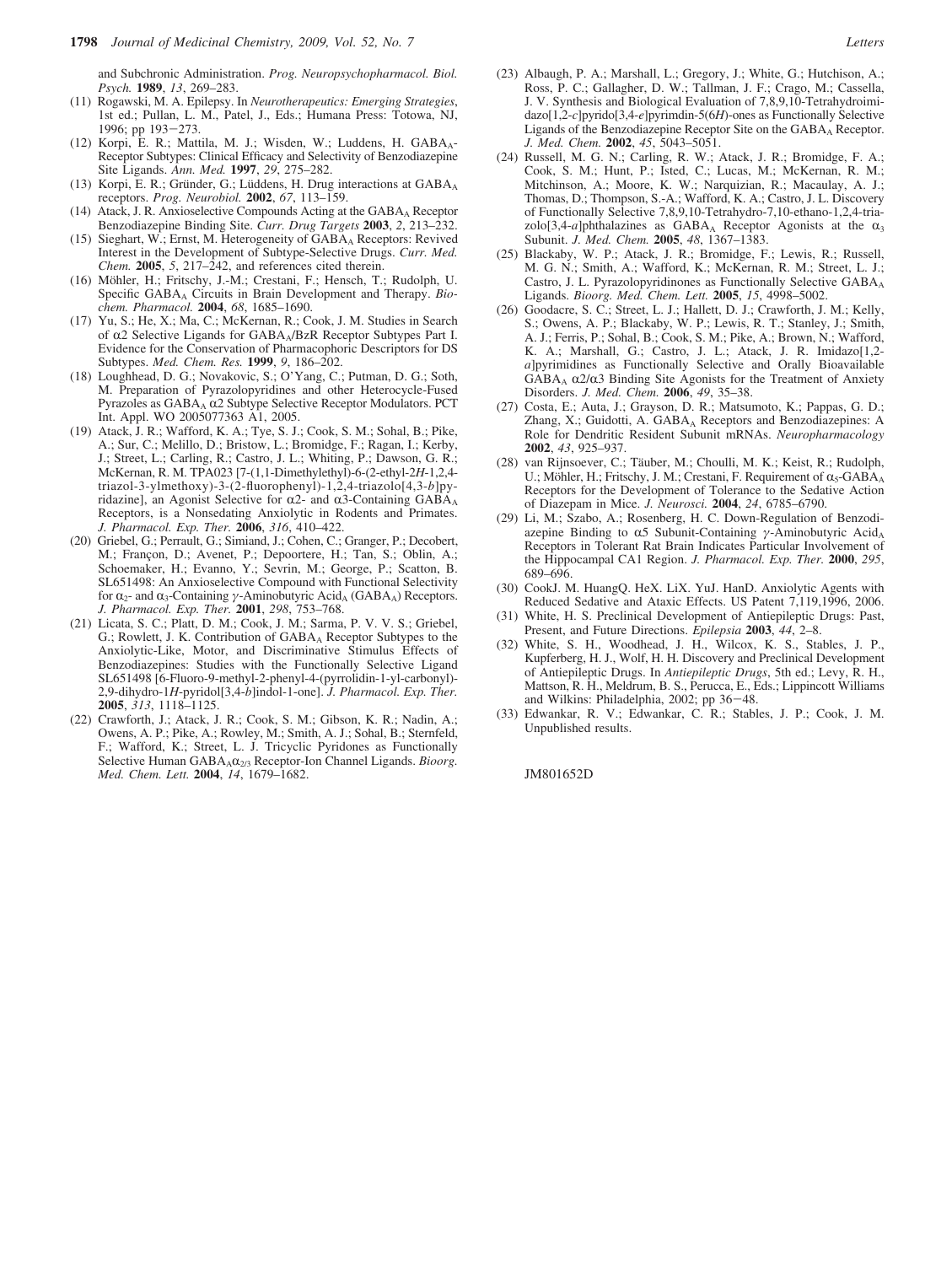and Subchronic Administration. *Prog. Neuropsychopharmacol. Biol. Psych.* **1989**, *13*, 269–283.

(11) Rogawski, M. A. Epilepsy. In *Neurotherapeutics: Emerging Strategies*, 1st ed.; Pullan, L. M., Patel, J., Eds.; Humana Press: Totowa, NJ, 1996; pp 193−273.

(12) Korpi, E. R.; Mattila, M. J.; Wisden, W.; Luddens, H. $GABA_A$-Receptor Subtypes: Clinical Efficacy and Selectivity of Benzodiazepine Site Ligands. *Ann. Med.* **1997**, *29*, 275–282.

(13) Korpi, E. R.; Gründer, G.; Lüddens, H. Drug interactions at $GABA_A$ receptors. *Prog. Neurobiol.* **2002**, *67*, 113–159.

(14) Atack, J. R. Anxioselective Compounds Acting at the $GABA_A$ Receptor Benzodiazepine Binding Site. *Curr. Drug Targets* **2003**, *2*, 213–232.

(15) Sieghart, W.; Ernst, M. Heterogeneity of $GABA_A$ Receptors: Revived Interest in the Development of Subtype-Selective Drugs. *Curr. Med. Chem.* **2005**, *5*, 217–242, and references cited therein.

(16) Möhler, H.; Fritschy, J.-M.; Crestani, F.; Hensch, T.; Rudolph, U. Specific $GABA_A$ Circuits in Brain Development and Therapy. *Biochem. Pharmacol.* **2004**, *68*, 1685–1690.

(17) Yu, S.; He, X.; Ma, C.; McKernan, R.; Cook, J. M. Studies in Search of α2 Selective Ligands for $GABA_A$/BzR Receptor Subtypes Part I. Evidence for the Conservation of Pharmacophoric Descriptors for DS Subtypes. *Med. Chem. Res.* **1999**, *9*, 186–202.

(18) Loughhead, D. G.; Novakovic, S.; O'Yang, C.; Putman, D. G.; Soth, M. Preparation of Pyrazolopyridines and other Heterocycle-Fused Pyrazoles as $GABA_A$ α2 Subtype Selective Receptor Modulators. PCT Int. Appl. WO 2005077363 A1, 2005.

(19) Atack, J. R.; Wafford, K. A.; Tye, S. J.; Cook, S. M.; Sohal, B.; Pike, A.; Sur, C.; Melillo, D.; Bristow, L.; Bromidge, F.; Ragan, I.; Kerby, J.; Street, L.; Carling, R.; Castro, J. L.; Whiting, P.; Dawson, G. R.; McKernan, R. M. TPA023 [7-(1,1-Dimethylethyl)-6-(2-ethyl-2*H*-1,2,4-triazol-3-ylmethoxy)-3-(2-fluorophenyl)-1,2,4-triazolo[4,3-*b*]pyridazine], an Agonist Selective for α2- and α3-Containing $GABA_A$ Receptors, is a Nonsedating Anxiolytic in Rodents and Primates. *J. Pharmacol. Exp. Ther.* **2006**, *316*, 410–422.

(20) Griebel, G.; Perrault, G.; Simiand, J.; Cohen, C.; Granger, P.; Decobert, M.; Françon, D.; Avenet, P.; Depoortere, H.; Tan, S.; Oblin, A.; Schoemaker, H.; Evanno, Y.; Sevrin, M.; George, P.; Scatton, B. SL651498: An Anxioselective Compound with Functional Selectivity for $\alpha_2$- and $\alpha_3$-Containing γ-Aminobutyric $Acid_A$ ($GABA_A$) Receptors. *J. Pharmacol. Exp. Ther.* **2001**, *298*, 753–768.

(21) Licata, S. C.; Platt, D. M.; Cook, J. M.; Sarma, P. V. V. S.; Griebel, G.; Rowlett, J. K. Contribution of $GABA_A$ Receptor Subtypes to the Anxiolytic-Like, Motor, and Discriminative Stimulus Effects of Benzodiazepines: Studies with the Functionally Selective Ligand SL651498 [6-Fluoro-9-methyl-2-phenyl-4-(pyrrolidin-1-yl-carbonyl)-2,9-dihydro-1*H*-pyridol[3,4-*b*]indol-1-one]. *J. Pharmacol. Exp. Ther.* **2005**, *313*, 1118–1125.

(22) Crawforth, J.; Atack, J. R.; Cook, S. M.; Gibson, K. R.; Nadin, A.; Owens, A. P.; Pike, A.; Rowley, M.; Smith, A. J.; Sohal, B.; Sternfeld, F.; Wafford, K.; Street, L. J. Tricyclic Pyridones as Functionally Selective Human $GABA_A\alpha_{2/3}$ Receptor-Ion Channel Ligands. *Bioorg. Med. Chem. Lett.* **2004**, *14*, 1679–1682.

(23) Albaugh, P. A.; Marshall, L.; Gregory, J.; White, G.; Hutchison, A.; Ross, P. C.; Gallagher, D. W.; Tallman, J. F.; Crago, M.; Cassella, J. V. Synthesis and Biological Evaluation of 7,8,9,10-Tetrahydroimidazo[1,2-*c*]pyrido[3,4-*e*]pyrimdin-5(6*H*)-ones as Functionally Selective Ligands of the Benzodiazepine Receptor Site on the $GABA_A$ Receptor. *J. Med. Chem.* **2002**, *45*, 5043–5051.

(24) Russell, M. G. N.; Carling, R. W.; Atack, J. R.; Bromidge, F. A.; Cook, S. M.; Hunt, P.; Isted, C.; Lucas, M.; McKernan, R. M.; Mitchinson, A.; Moore, K. W.; Narquizian, R.; Macaulay, A. J.; Thomas, D.; Thompson, S.-A.; Wafford, K. A.; Castro, J. L. Discovery of Functionally Selective 7,8,9,10-Tetrahydro-7,10-ethano-1,2,4-triazolo[3,4-*a*]phthalazines as $GABA_A$ Receptor Agonists at the $\alpha_3$ Subunit. *J. Med. Chem.* **2005**, *48*, 1367–1383.

(25) Blackaby, W. P.; Atack, J. R.; Bromidge, F.; Lewis, R.; Russell, M. G. N.; Smith, A.; Wafford, K.; McKernan, R. M.; Street, L. J.; Castro, J. L. Pyrazolopyridinones as Functionally Selective $GABA_A$ Ligands. *Bioorg. Med. Chem. Lett.* **2005**, *15*, 4998–5002.

(26) Goodacre, S. C.; Street, L. J.; Hallett, D. J.; Crawforth, J. M.; Kelly, S.; Owens, A. P.; Blackaby, W. P.; Lewis, R. T.; Stanley, J.; Smith, A. J.; Ferris, P.; Sohal, B.; Cook, S. M.; Pike, A.; Brown, N.; Wafford, K. A.; Marshall, G.; Castro, J. L.; Atack, J. R. Imidazo[1,2-*a*]pyrimidines as Functionally Selective and Orally Bioavailable $GABA_A$ α2/α3 Binding Site Agonists for the Treatment of Anxiety Disorders. *J. Med. Chem.* **2006**, *49*, 35–38.

(27) Costa, E.; Auta, J.; Grayson, D. R.; Matsumoto, K.; Pappas, G. D.; Zhang, X.; Guidotti, A. $GABA_A$ Receptors and Benzodiazepines: A Role for Dendritic Resident Subunit mRNAs. *Neuropharmacology* **2002**, *43*, 925–937.

(28) van Rijnsoever, C.; Täuber, M.; Choulli, M. K.; Keist, R.; Rudolph, U.; Möhler, H.; Fritschy, J. M.; Crestani, F. Requirement of $\alpha_5$-$GABA_A$ Receptors for the Development of Tolerance to the Sedative Action of Diazepam in Mice. *J. Neurosci.* **2004**, *24*, 6785–6790.

(29) Li, M.; Szabo, A.; Rosenberg, H. C. Down-Regulation of Benzodiazepine Binding to α5 Subunit-Containing γ-Aminobutyric $Acid_A$ Receptors in Tolerant Rat Brain Indicates Particular Involvement of the Hippocampal CA1 Region. *J. Pharmacol. Exp. Ther.* **2000**, *295*, 689–696.

(30) CookJ. M. HuangQ. HeX. LiX. YuJ. HanD. Anxiolytic Agents with Reduced Sedative and Ataxic Effects. US Patent 7,119,1996, 2006.

(31) White, H. S. Preclinical Development of Antiepileptic Drugs: Past, Present, and Future Directions. *Epilepsia* **2003**, *44*, 2–8.

(32) White, S. H., Woodhead, J. H., Wilcox, K. S., Stables, J. P., Kupferberg, H. J., Wolf, H. H. Discovery and Preclinical Development of Antiepileptic Drugs. In *Antiepileptic Drugs*, 5th ed.; Levy, R. H., Mattson, R. H., Meldrum, B. S., Perucca, E., Eds.; Lippincott Williams and Wilkins: Philadelphia, 2002; pp 36−48.

(33) Edwankar, R. V.; Edwankar, C. R.; Stables, J. P.; Cook, J. M. Unpublished results.

JM801652D